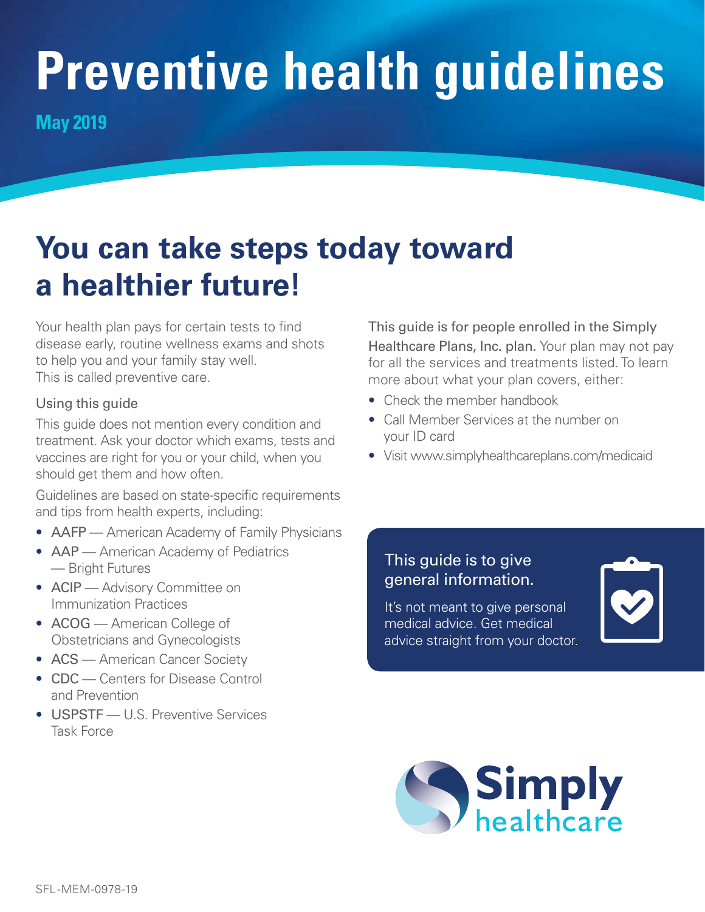# Preventive health guidelines

**May 2019**

## You can take steps today toward a healthier future!

Your health plan pays for certain tests to find disease early, routine wellness exams and shots to help you and your family stay well. This is called preventive care.

### Using this guide

This guide does not mention every condition and treatment. Ask your doctor which exams, tests and vaccines are right for you or your child, when you should get them and how often.

Guidelines are based on state-specific requirements and tips from health experts, including:

- AAFP — American Academy of Family Physicians
- AAP — American Academy of Pediatrics — Bright Futures
- ACIP — Advisory Committee on Immunization Practices
- ACOG — American College of Obstetricians and Gynecologists
- ACS — American Cancer Society
- CDC — Centers for Disease Control and Prevention
- USPSTF — U.S. Preventive Services Task Force

This guide is for people enrolled in the Simply Healthcare Plans, Inc. plan. Your plan may not pay for all the services and treatments listed. To learn more about what your plan covers, either:

- Check the member handbook
- Call Member Services at the number on your ID card
- Visit www.simplyhealthcareplans.com/medicaid

**This guide is to give general information.**

It's not meant to give personal medical advice. Get medical advice straight from your doctor.

Simply healthcare

SFL-MEM-0978-19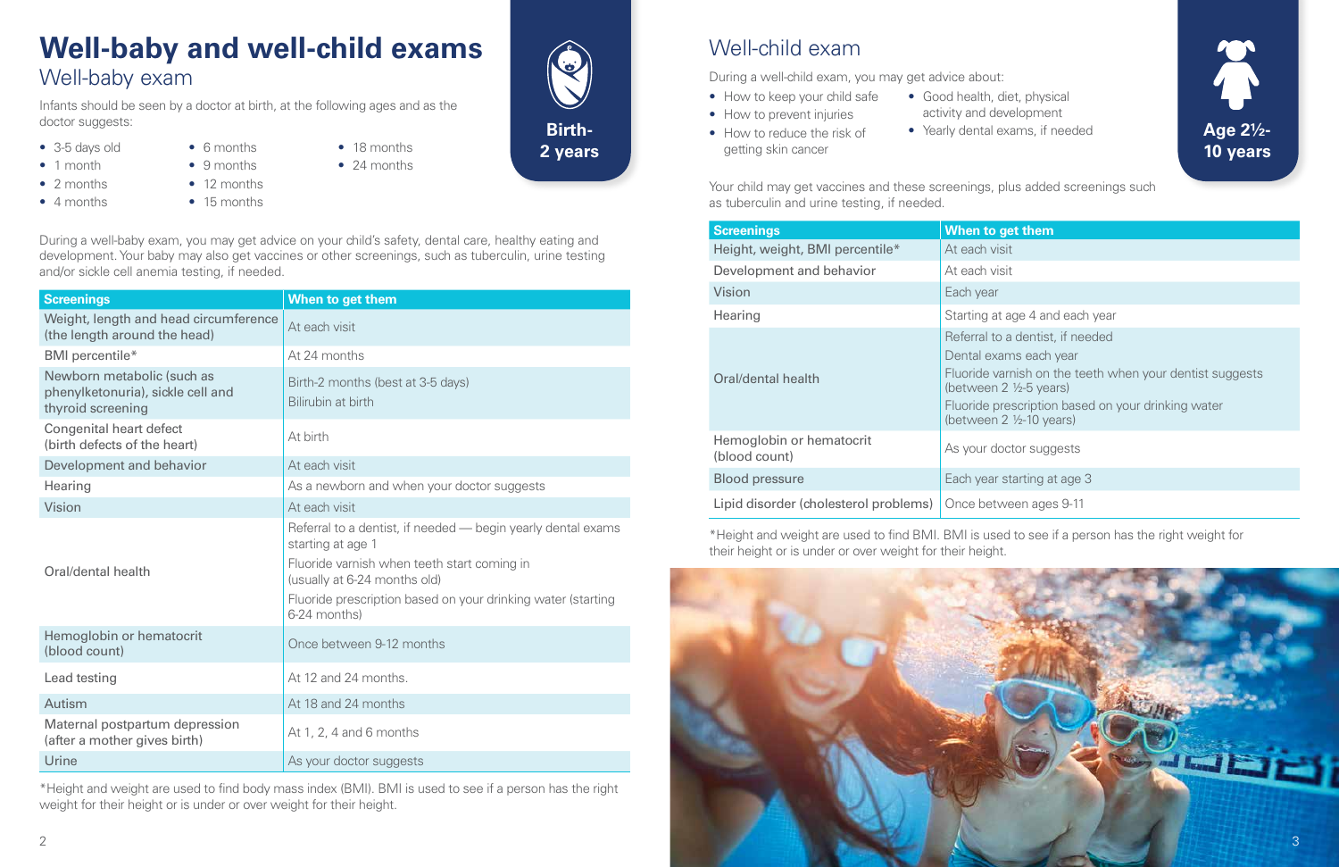# Well-baby and well-child exams

## Well-baby exam

**Birth-2 years**

Infants should be seen by a doctor at birth, at the following ages and as the doctor suggests:

- 3-5 days old
- 1 month
- 2 months
- 4 months
- 6 months
- 9 months
- 12 months
- 15 months
- 18 months
- 24 months

During a well-baby exam, you may get advice on your child's safety, dental care, healthy eating and development. Your baby may also get vaccines or other screenings, such as tuberculin, urine testing and/or sickle cell anemia testing, if needed.

| Screenings | When to get them |
|---|---|
| Weight, length and head circumference (the length around the head) | At each visit |
| BMI percentile* | At 24 months |
| Newborn metabolic (such as phenylketonuria), sickle cell and thyroid screening | Birth-2 months (best at 3-5 days)<br>Bilirubin at birth |
| Congenital heart defect (birth defects of the heart) | At birth |
| Development and behavior | At each visit |
| Hearing | As a newborn and when your doctor suggests |
| Vision | At each visit |
| Oral/dental health | Referral to a dentist, if needed — begin yearly dental exams starting at age 1<br>Fluoride varnish when teeth start coming in (usually at 6-24 months old)<br>Fluoride prescription based on your drinking water (starting 6-24 months) |
| Hemoglobin or hematocrit (blood count) | Once between 9-12 months |
| Lead testing | At 12 and 24 months. |
| Autism | At 18 and 24 months |
| Maternal postpartum depression (after a mother gives birth) | At 1, 2, 4 and 6 months |
| Urine | As your doctor suggests |

*Height and weight are used to find body mass index (BMI). BMI is used to see if a person has the right weight for their height or is under or over weight for their height.

## Well-child exam

**Age 2½-10 years**

During a well-child exam, you may get advice about:

- How to keep your child safe
- How to prevent injuries
- How to reduce the risk of getting skin cancer
- Good health, diet, physical activity and development
- Yearly dental exams, if needed

Your child may get vaccines and these screenings, plus added screenings such as tuberculin and urine testing, if needed.

| Screenings | When to get them |
|---|---|
| Height, weight, BMI percentile* | At each visit |
| Development and behavior | At each visit |
| Vision | Each year |
| Hearing | Starting at age 4 and each year |
| Oral/dental health | Referral to a dentist, if needed<br>Dental exams each year<br>Fluoride varnish on the teeth when your dentist suggests (between 2 ½-5 years)<br>Fluoride prescription based on your drinking water (between 2 ½-10 years) |
| Hemoglobin or hematocrit (blood count) | As your doctor suggests |
| Blood pressure | Each year starting at age 3 |
| Lipid disorder (cholesterol problems) | Once between ages 9-11 |

*Height and weight are used to find BMI. BMI is used to see if a person has the right weight for their height or is under or over weight for their height.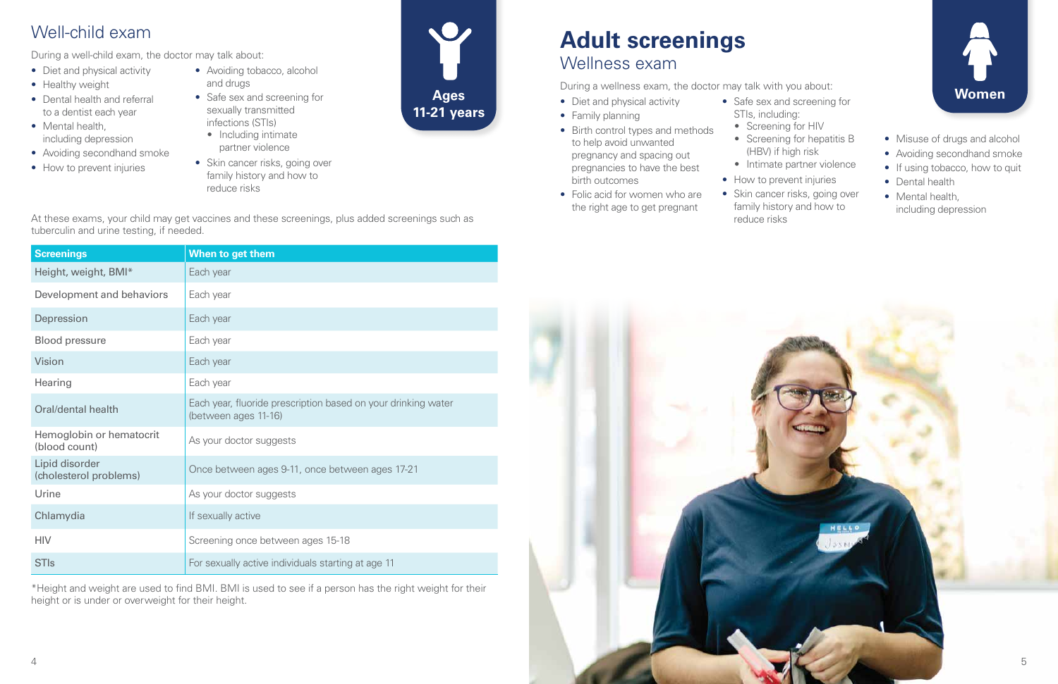## Well-child exam

**Ages 11-21 years**

During a well-child exam, the doctor may talk about:

- Diet and physical activity
- Healthy weight
- Dental health and referral to a dentist each year
- Mental health, including depression
- Avoiding secondhand smoke
- How to prevent injuries
- Avoiding tobacco, alcohol and drugs
- Safe sex and screening for sexually transmitted infections (STIs)
  - Including intimate partner violence
- Skin cancer risks, going over family history and how to reduce risks

At these exams, your child may get vaccines and these screenings, plus added screenings such as tuberculin and urine testing, if needed.

| Screenings | When to get them |
| --- | --- |
| Height, weight, BMI* | Each year |
| Development and behaviors | Each year |
| Depression | Each year |
| Blood pressure | Each year |
| Vision | Each year |
| Hearing | Each year |
| Oral/dental health | Each year, fluoride prescription based on your drinking water (between ages 11-16) |
| Hemoglobin or hematocrit (blood count) | As your doctor suggests |
| Lipid disorder (cholesterol problems) | Once between ages 9-11, once between ages 17-21 |
| Urine | As your doctor suggests |
| Chlamydia | If sexually active |
| HIV | Screening once between ages 15-18 |
| STIs | For sexually active individuals starting at age 11 |

*Height and weight are used to find BMI. BMI is used to see if a person has the right weight for their height or is under or overweight for their height.

# Adult screenings

## Wellness exam

**Women**

During a wellness exam, the doctor may talk with you about:

- Diet and physical activity
- Family planning
- Birth control types and methods to help avoid unwanted pregnancy and spacing out pregnancies to have the best birth outcomes
- Folic acid for women who are the right age to get pregnant
- Safe sex and screening for STIs, including:
  - Screening for HIV
  - Screening for hepatitis B (HBV) if high risk
  - Intimate partner violence
- How to prevent injuries
- Skin cancer risks, going over family history and how to reduce risks
- Misuse of drugs and alcohol
- Avoiding secondhand smoke
- If using tobacco, how to quit
- Dental health
- Mental health, including depression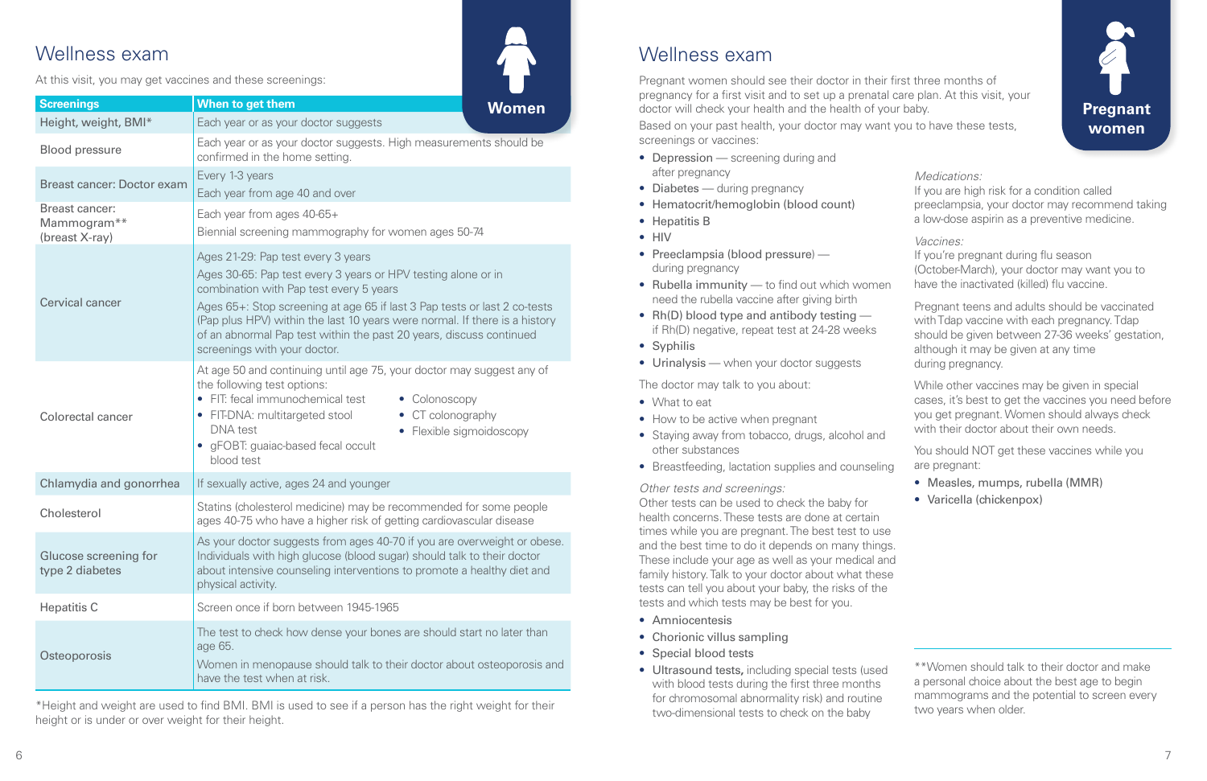# Wellness exam

**Women**

At this visit, you may get vaccines and these screenings:

| Screenings | When to get them |
|---|---|
| Height, weight, BMI* | Each year or as your doctor suggests |
| Blood pressure | Each year or as your doctor suggests. High measurements should be confirmed in the home setting. |
| Breast cancer: Doctor exam | Every 1-3 years<br>Each year from age 40 and over |
| Breast cancer: Mammogram** (breast X-ray) | Each year from ages 40-65+<br>Biennial screening mammography for women ages 50-74 |
| Cervical cancer | Ages 21-29: Pap test every 3 years<br>Ages 30-65: Pap test every 3 years or HPV testing alone or in combination with Pap test every 5 years<br>Ages 65+: Stop screening at age 65 if last 3 Pap tests or last 2 co-tests (Pap plus HPV) within the last 10 years were normal. If there is a history of an abnormal Pap test within the past 20 years, discuss continued screenings with your doctor. |
| Colorectal cancer | At age 50 and continuing until age 75, your doctor may suggest any of the following test options:<br>• FIT: fecal immunochemical test<br>• FIT-DNA: multitargeted stool DNA test<br>• gFOBT: guaiac-based fecal occult blood test<br>• Colonoscopy<br>• CT colonography<br>• Flexible sigmoidoscopy |
| Chlamydia and gonorrhea | If sexually active, ages 24 and younger |
| Cholesterol | Statins (cholesterol medicine) may be recommended for some people ages 40-75 who have a higher risk of getting cardiovascular disease |
| Glucose screening for type 2 diabetes | As your doctor suggests from ages 40-70 if you are overweight or obese. Individuals with high glucose (blood sugar) should talk to their doctor about intensive counseling interventions to promote a healthy diet and physical activity. |
| Hepatitis C | Screen once if born between 1945-1965 |
| Osteoporosis | The test to check how dense your bones are should start no later than age 65.<br>Women in menopause should talk to their doctor about osteoporosis and have the test when at risk. |

*Height and weight are used to find BMI. BMI is used to see if a person has the right weight for their height or is under or over weight for their height.

# Wellness exam

**Pregnant women**

Pregnant women should see their doctor in their first three months of pregnancy for a first visit and to set up a prenatal care plan. At this visit, your doctor will check your health and the health of your baby.

Based on your past health, your doctor may want you to have these tests, screenings or vaccines:

- Depression — screening during and after pregnancy
- Diabetes — during pregnancy
- Hematocrit/hemoglobin (blood count)
- Hepatitis B
- HIV
- Preeclampsia (blood pressure) — during pregnancy
- Rubella immunity — to find out which women need the rubella vaccine after giving birth
- Rh(D) blood type and antibody testing — if Rh(D) negative, repeat test at 24-28 weeks
- Syphilis
- Urinalysis — when your doctor suggests

The doctor may talk to you about:

- What to eat
- How to be active when pregnant
- Staying away from tobacco, drugs, alcohol and other substances
- Breastfeeding, lactation supplies and counseling

*Other tests and screenings:*
Other tests can be used to check the baby for health concerns. These tests are done at certain times while you are pregnant. The best test to use and the best time to do it depends on many things. These include your age as well as your medical and family history. Talk to your doctor about what these tests can tell you about your baby, the risks of the tests and which tests may be best for you.

- Amniocentesis
- Chorionic villus sampling
- Special blood tests
- Ultrasound tests, including special tests (used with blood tests during the first three months for chromosomal abnormality risk) and routine two-dimensional tests to check on the baby

*Medications:*
If you are high risk for a condition called preeclampsia, your doctor may recommend taking a low-dose aspirin as a preventive medicine.

*Vaccines:*
If you're pregnant during flu season (October-March), your doctor may want you to have the inactivated (killed) flu vaccine.

Pregnant teens and adults should be vaccinated with Tdap vaccine with each pregnancy. Tdap should be given between 27-36 weeks' gestation, although it may be given at any time during pregnancy.

While other vaccines may be given in special cases, it's best to get the vaccines you need before you get pregnant. Women should always check with their doctor about their own needs.

You should NOT get these vaccines while you are pregnant:

- Measles, mumps, rubella (MMR)
- Varicella (chickenpox)

**Women should talk to their doctor and make a personal choice about the best age to begin mammograms and the potential to screen every two years when older.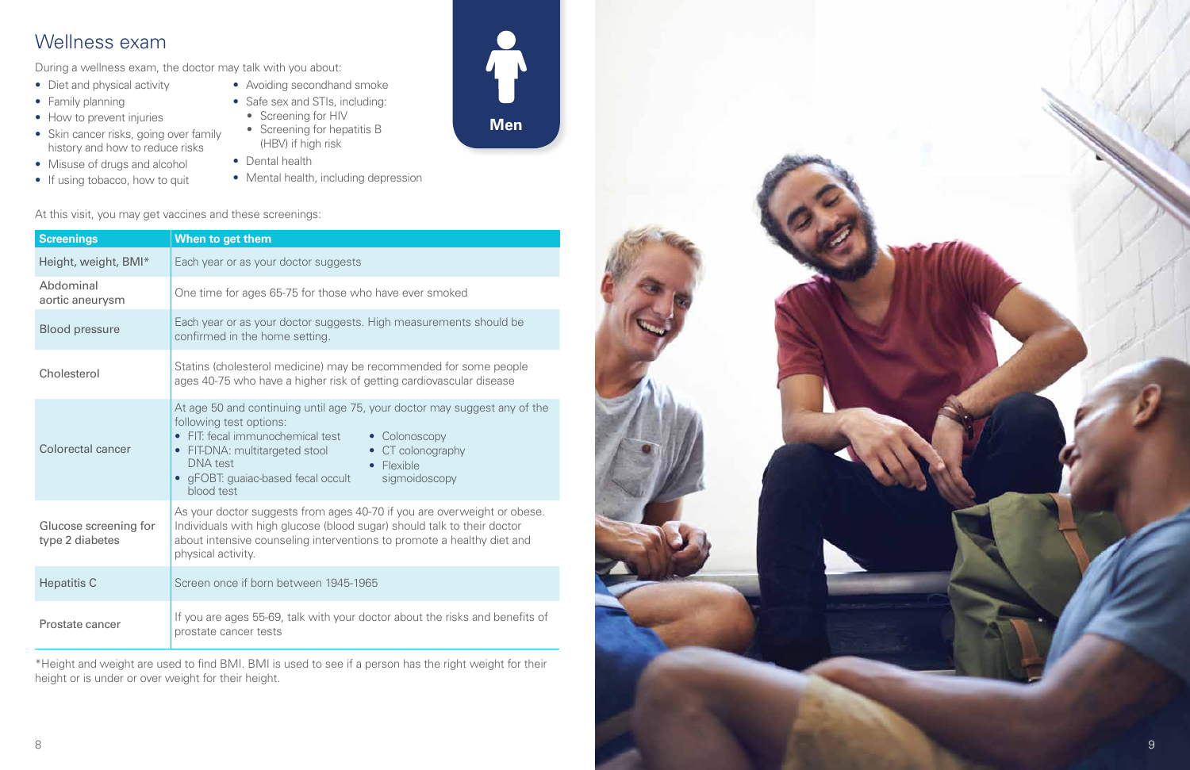## Wellness exam

**Men**

During a wellness exam, the doctor may talk with you about:

- Diet and physical activity
- Family planning
- How to prevent injuries
- Skin cancer risks, going over family history and how to reduce risks
- Misuse of drugs and alcohol
- If using tobacco, how to quit
- Avoiding secondhand smoke
- Safe sex and STIs, including:
  - Screening for HIV
  - Screening for hepatitis B (HBV) if high risk
- Dental health
- Mental health, including depression

At this visit, you may get vaccines and these screenings:

| Screenings | When to get them |
|---|---|
| Height, weight, BMI* | Each year or as your doctor suggests |
| Abdominal aortic aneurysm | One time for ages 65-75 for those who have ever smoked |
| Blood pressure | Each year or as your doctor suggests. High measurements should be confirmed in the home setting. |
| Cholesterol | Statins (cholesterol medicine) may be recommended for some people ages 40-75 who have a higher risk of getting cardiovascular disease |
| Colorectal cancer | At age 50 and continuing until age 75, your doctor may suggest any of the following test options: • FIT: fecal immunochemical test • FIT-DNA: multitargeted stool DNA test • gFOBT: guaiac-based fecal occult blood test • Colonoscopy • CT colonography • Flexible sigmoidoscopy |
| Glucose screening for type 2 diabetes | As your doctor suggests from ages 40-70 if you are overweight or obese. Individuals with high glucose (blood sugar) should talk to their doctor about intensive counseling interventions to promote a healthy diet and physical activity. |
| Hepatitis C | Screen once if born between 1945-1965 |
| Prostate cancer | If you are ages 55-69, talk with your doctor about the risks and benefits of prostate cancer tests |

*Height and weight are used to find BMI. BMI is used to see if a person has the right weight for their height or is under or over weight for their height.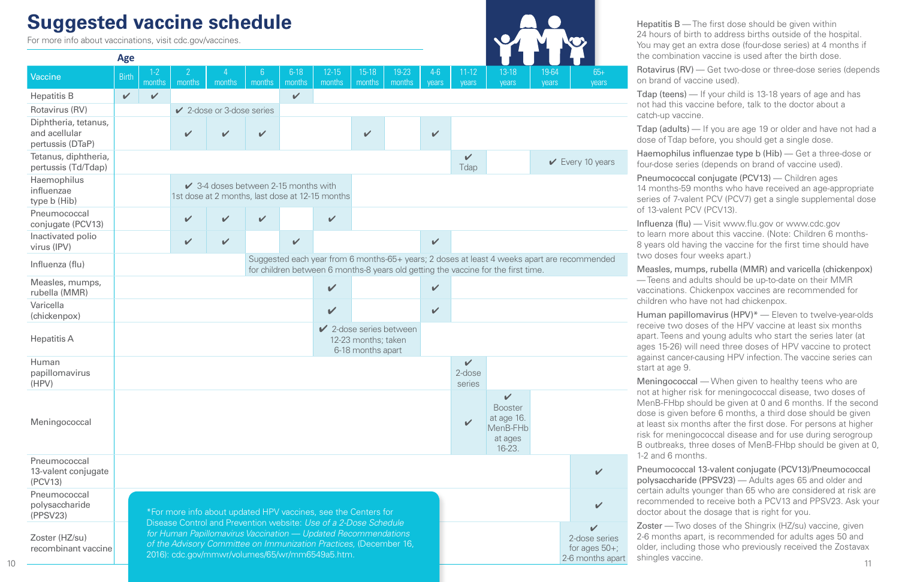# Suggested vaccine schedule

For more info about vaccinations, visit cdc.gov/vaccines.

| Vaccine | Birth | 1-2 months | 2 months | 4 months | 6 months | 6-18 months | 12-15 months | 15-18 months | 19-23 months | 4-6 years | 11-12 years | 13-18 years | 19-64 years | 65+ years |
|---|---|---|---|---|---|---|---|---|---|---|---|---|---|---|
| Hepatitis B | ✔ | ✔ | | | | ✔ | | | | | | | | |
| Rotavirus (RV) | | | ✔ 2-dose or 3-dose series | | | | | | | | | | | |
| Diphtheria, tetanus, and acellular pertussis (DTaP) | | | ✔ | ✔ | ✔ | | | ✔ | | ✔ | | | | |
| Tetanus, diphtheria, pertussis (Td/Tdap) | | | | | | | | | | | ✔ Tdap | | ✔ Every 10 years | |
| Haemophilus influenzae type b (Hib) | | | ✔ 3-4 doses between 2-15 months with 1st dose at 2 months, last dose at 12-15 months | | | | | | | | | | | |
| Pneumococcal conjugate (PCV13) | | | ✔ | ✔ | ✔ | | ✔ | | | | | | | |
| Inactivated polio virus (IPV) | | | ✔ | ✔ | | ✔ | | | | ✔ | | | | |
| Influenza (flu) | | | | | Suggested each year from 6 months-65+ years; 2 doses at least 4 weeks apart are recommended for children between 6 months-8 years old getting the vaccine for the first time. | | | | | | | | | |
| Measles, mumps, rubella (MMR) | | | | | | | ✔ | | | ✔ | | | | |
| Varicella (chickenpox) | | | | | | | ✔ | | | ✔ | | | | |
| Hepatitis A | | | | | | | ✔ 2-dose series between 12-23 months; taken 6-18 months apart | | | | | | | |
| Human papillomavirus (HPV) | | | | | | | | | | | ✔ 2-dose series | | | |
| Meningococcal | | | | | | | | | | | ✔ | ✔ Booster at age 16. MenB-FHb at ages 16-23. | | |
| Pneumococcal 13-valent conjugate (PCV13) | | | | | | | | | | | | | | ✔ |
| Pneumococcal polysaccharide (PPSV23) | | | | | | | | | | | | | | ✔ |
| Zoster (HZ/su) recombinant vaccine | | | | | | | | | | | | | | ✔ 2-dose series for ages 50+; 2-6 months apart |

*For more info about updated HPV vaccines, see the Centers for Disease Control and Prevention website: *Use of a 2-Dose Schedule for Human Papillomavirus Vaccination — Updated Recommendations of the Advisory Committee on Immunization Practices,* (December 16, 2016): cdc.gov/mmwr/volumes/65/wr/mm6549a5.htm.

Hepatitis B — The first dose should be given within 24 hours of birth to address births outside of the hospital. You may get an extra dose (four-dose series) at 4 months if the combination vaccine is used after the birth dose.

Rotavirus (RV) — Get two-dose or three-dose series (depends on brand of vaccine used).

Tdap (teens) — If your child is 13-18 years of age and has not had this vaccine before, talk to the doctor about a catch-up vaccine.

Tdap (adults) — If you are age 19 or older and have not had a dose of Tdap before, you should get a single dose.

Haemophilus influenzae type b (Hib) — Get a three-dose or four-dose series (depends on brand of vaccine used).

Pneumococcal conjugate (PCV13) — Children ages 14 months-59 months who have received an age-appropriate series of 7-valent PCV (PCV7) get a single supplemental dose of 13-valent PCV (PCV13).

Influenza (flu) — Visit www.flu.gov or www.cdc.gov to learn more about this vaccine. (Note: Children 6 months-8 years old having the vaccine for the first time should have two doses four weeks apart.)

Measles, mumps, rubella (MMR) and varicella (chickenpox) — Teens and adults should be up-to-date on their MMR vaccinations. Chickenpox vaccines are recommended for children who have not had chickenpox.

Human papillomavirus (HPV)* — Eleven to twelve-year-olds receive two doses of the HPV vaccine at least six months apart. Teens and young adults who start the series later (at ages 15-26) will need three doses of HPV vaccine to protect against cancer-causing HPV infection. The vaccine series can start at age 9.

Meningococcal — When given to healthy teens who are not at higher risk for meningococcal disease, two doses of MenB-FHbp should be given at 0 and 6 months. If the second dose is given before 6 months, a third dose should be given at least six months after the first dose. For persons at higher risk for meningococcal disease and for use during serogroup B outbreaks, three doses of MenB-FHbp should be given at 0, 1-2 and 6 months.

Pneumococcal 13-valent conjugate (PCV13)/Pneumococcal polysaccharide (PPSV23) — Adults ages 65 and older and certain adults younger than 65 who are considered at risk are recommended to receive both a PCV13 and PPSV23. Ask your doctor about the dosage that is right for you.

Zoster — Two doses of the Shingrix (HZ/su) vaccine, given 2-6 months apart, is recommended for adults ages 50 and older, including those who previously received the Zostavax shingles vaccine.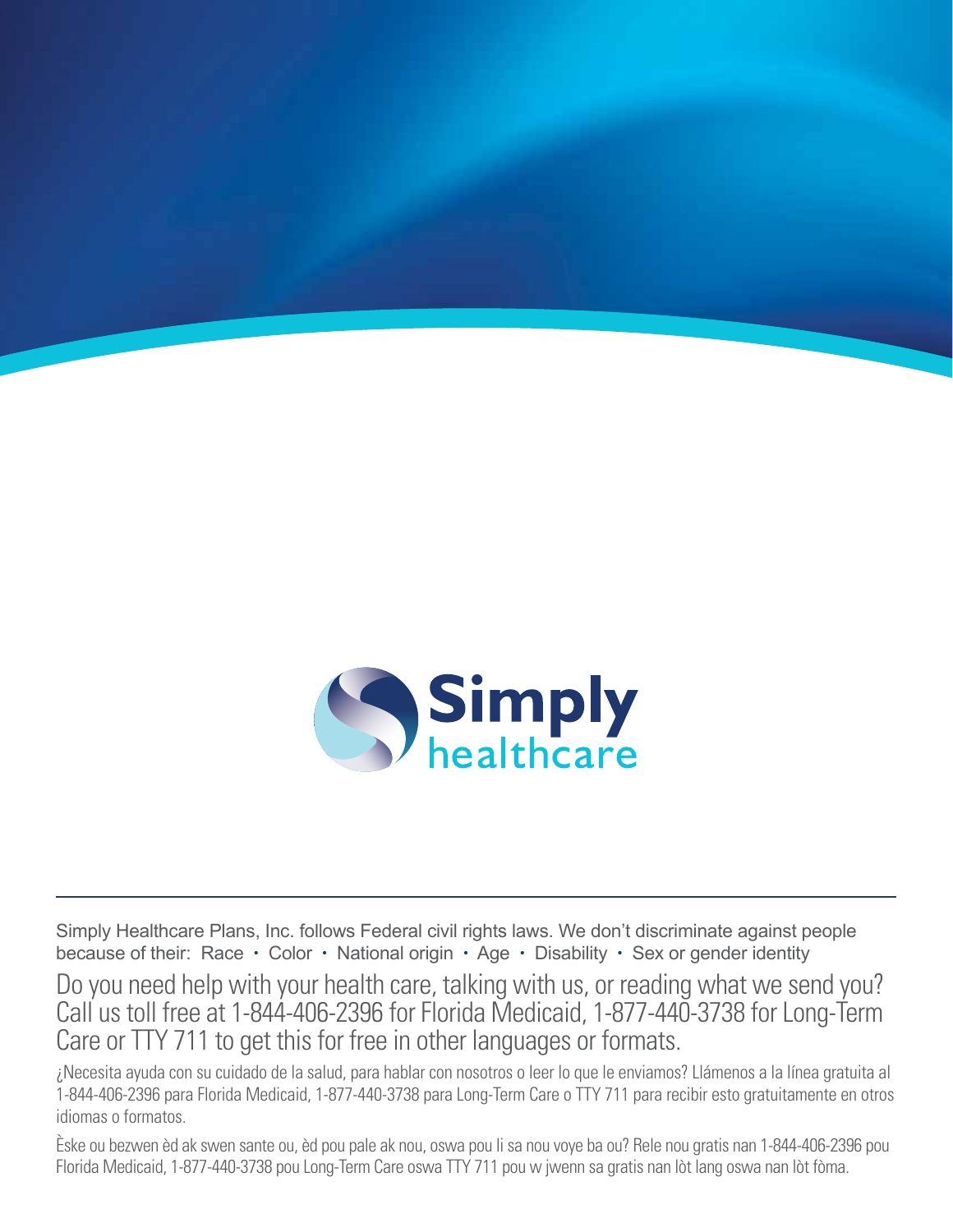Simply healthcare

Simply Healthcare Plans, Inc. follows Federal civil rights laws. We don't discriminate against people because of their: Race • Color • National origin • Age • Disability • Sex or gender identity

Do you need help with your health care, talking with us, or reading what we send you? Call us toll free at 1-844-406-2396 for Florida Medicaid, 1-877-440-3738 for Long-Term Care or TTY 711 to get this for free in other languages or formats.

¿Necesita ayuda con su cuidado de la salud, para hablar con nosotros o leer lo que le enviamos? Llámenos a la línea gratuita al 1-844-406-2396 para Florida Medicaid, 1-877-440-3738 para Long-Term Care o TTY 711 para recibir esto gratuitamente en otros idiomas o formatos.

Èske ou bezwen èd ak swen sante ou, èd pou pale ak nou, oswa pou li sa nou voye ba ou? Rele nou gratis nan 1-844-406-2396 pou Florida Medicaid, 1-877-440-3738 pou Long-Term Care oswa TTY 711 pou w jwenn sa gratis nan lòt lang oswa nan lòt fòma.